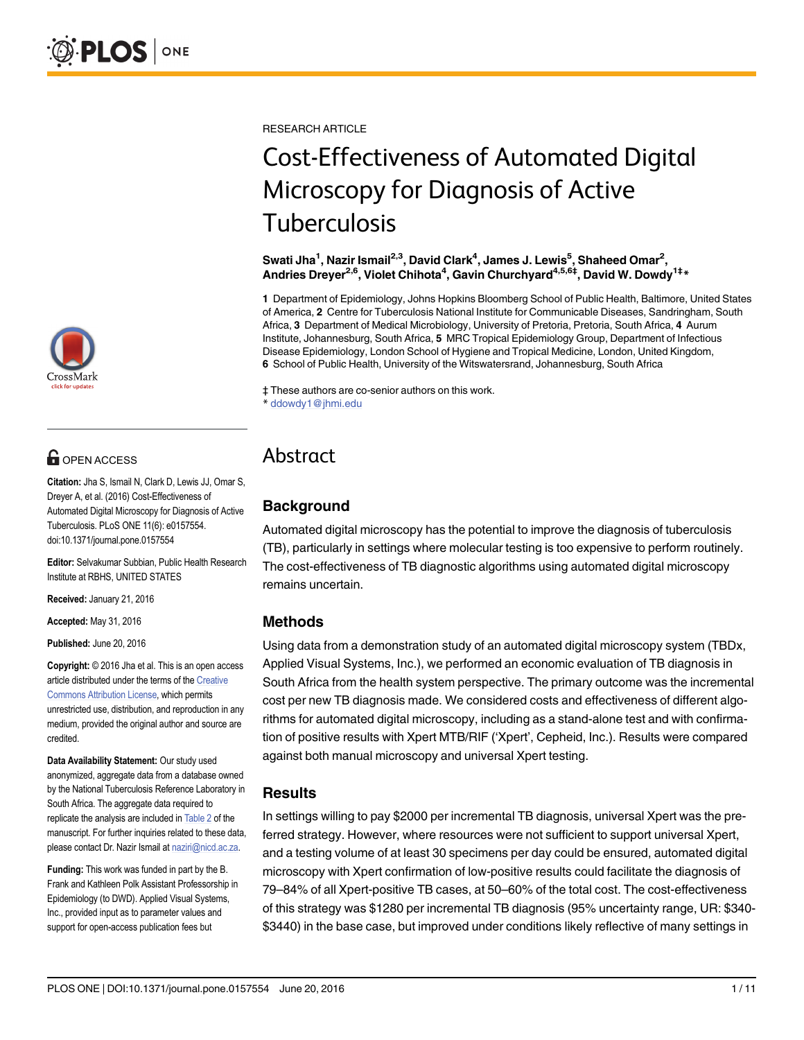RESEARCH ARTICLE

# Cost-Effectiveness of Automated Digital Microscopy for Diagnosis of Active Tuberculosis

**Swati Jha[1], Nazir Ismail[2,3], David Clark[4], James J. Lewis[5], Shaheed Omar[2], Andries Dreyer[2,6], Violet Chihota[4], Gavin Churchyard[4,5,6‡], David W. Dowdy[1‡*]**

**1** Department of Epidemiology, Johns Hopkins Bloomberg School of Public Health, Baltimore, United States of America, **2** Centre for Tuberculosis National Institute for Communicable Diseases, Sandringham, South Africa, **3** Department of Medical Microbiology, University of Pretoria, Pretoria, South Africa, **4** Aurum Institute, Johannesburg, South Africa, **5** MRC Tropical Epidemiology Group, Department of Infectious Disease Epidemiology, London School of Hygiene and Tropical Medicine, London, United Kingdom, **6** School of Public Health, University of the Witswatersrand, Johannesburg, South Africa

‡ These authors are co-senior authors on this work.
* ddowdy1@jhmi.edu

OPEN ACCESS

**Citation:** Jha S, Ismail N, Clark D, Lewis JJ, Omar S, Dreyer A, et al. (2016) Cost-Effectiveness of Automated Digital Microscopy for Diagnosis of Active Tuberculosis. PLoS ONE 11(6): e0157554. doi:10.1371/journal.pone.0157554

**Editor:** Selvakumar Subbian, Public Health Research Institute at RBHS, UNITED STATES

**Received:** January 21, 2016

**Accepted:** May 31, 2016

**Published:** June 20, 2016

**Copyright:** © 2016 Jha et al. This is an open access article distributed under the terms of the Creative Commons Attribution License, which permits unrestricted use, distribution, and reproduction in any medium, provided the original author and source are credited.

**Data Availability Statement:** Our study used anonymized, aggregate data from a database owned by the National Tuberculosis Reference Laboratory in South Africa. The aggregate data required to replicate the analysis are included in Table 2 of the manuscript. For further inquiries related to these data, please contact Dr. Nazir Ismail at naziri@nicd.ac.za.

**Funding:** This work was funded in part by the B. Frank and Kathleen Polk Assistant Professorship in Epidemiology (to DWD). Applied Visual Systems, Inc., provided input as to parameter values and support for open-access publication fees but

## Abstract

### Background

Automated digital microscopy has the potential to improve the diagnosis of tuberculosis (TB), particularly in settings where molecular testing is too expensive to perform routinely. The cost-effectiveness of TB diagnostic algorithms using automated digital microscopy remains uncertain.

### Methods

Using data from a demonstration study of an automated digital microscopy system (TBDx, Applied Visual Systems, Inc.), we performed an economic evaluation of TB diagnosis in South Africa from the health system perspective. The primary outcome was the incremental cost per new TB diagnosis made. We considered costs and effectiveness of different algorithms for automated digital microscopy, including as a stand-alone test and with confirmation of positive results with Xpert MTB/RIF ('Xpert', Cepheid, Inc.). Results were compared against both manual microscopy and universal Xpert testing.

### Results

In settings willing to pay $2000 per incremental TB diagnosis, universal Xpert was the preferred strategy. However, where resources were not sufficient to support universal Xpert, and a testing volume of at least 30 specimens per day could be ensured, automated digital microscopy with Xpert confirmation of low-positive results could facilitate the diagnosis of 79–84% of all Xpert-positive TB cases, at 50–60% of the total cost. The cost-effectiveness of this strategy was $1280 per incremental TB diagnosis (95% uncertainty range, UR: $340-$3440) in the base case, but improved under conditions likely reflective of many settings in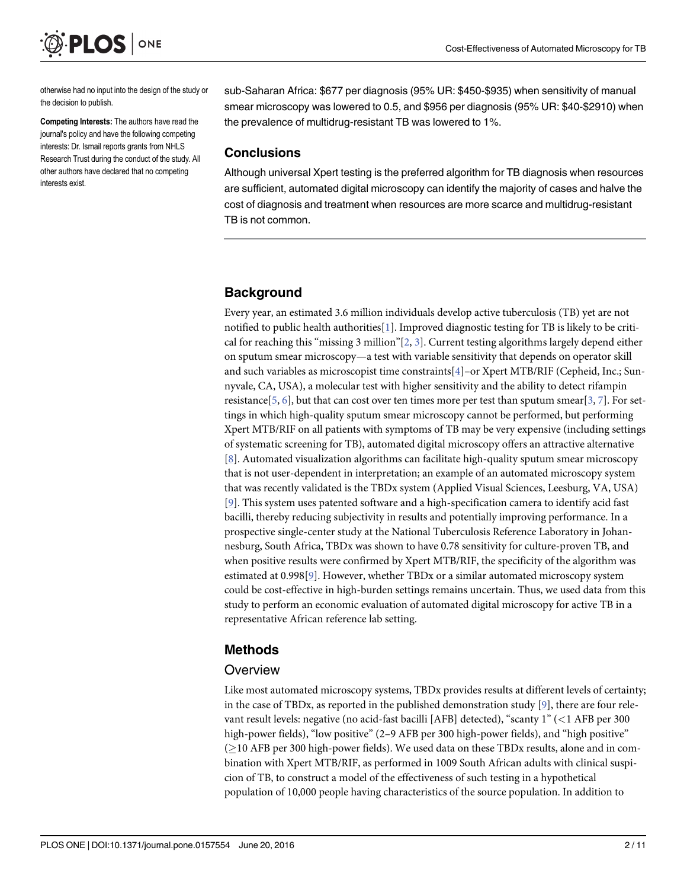otherwise had no input into the design of the study or the decision to publish.

**Competing Interests:** The authors have read the journal's policy and have the following competing interests: Dr. Ismail reports grants from NHLS Research Trust during the conduct of the study. All other authors have declared that no competing interests exist.

sub-Saharan Africa: $677 per diagnosis (95% UR: $450-$935) when sensitivity of manual smear microscopy was lowered to 0.5, and $956 per diagnosis (95% UR: $40-$2910) when the prevalence of multidrug-resistant TB was lowered to 1%.

## Conclusions

Although universal Xpert testing is the preferred algorithm for TB diagnosis when resources are sufficient, automated digital microscopy can identify the majority of cases and halve the cost of diagnosis and treatment when resources are more scarce and multidrug-resistant TB is not common.

## Background

Every year, an estimated 3.6 million individuals develop active tuberculosis (TB) yet are not notified to public health authorities[1]. Improved diagnostic testing for TB is likely to be critical for reaching this "missing 3 million"[2, 3]. Current testing algorithms largely depend either on sputum smear microscopy—a test with variable sensitivity that depends on operator skill and such variables as microscopist time constraints[4]–or Xpert MTB/RIF (Cepheid, Inc.; Sunnyvale, CA, USA), a molecular test with higher sensitivity and the ability to detect rifampin resistance[5, 6], but that can cost over ten times more per test than sputum smear[3, 7]. For settings in which high-quality sputum smear microscopy cannot be performed, but performing Xpert MTB/RIF on all patients with symptoms of TB may be very expensive (including settings of systematic screening for TB), automated digital microscopy offers an attractive alternative [8]. Automated visualization algorithms can facilitate high-quality sputum smear microscopy that is not user-dependent in interpretation; an example of an automated microscopy system that was recently validated is the TBDx system (Applied Visual Sciences, Leesburg, VA, USA) [9]. This system uses patented software and a high-specification camera to identify acid fast bacilli, thereby reducing subjectivity in results and potentially improving performance. In a prospective single-center study at the National Tuberculosis Reference Laboratory in Johannesburg, South Africa, TBDx was shown to have 0.78 sensitivity for culture-proven TB, and when positive results were confirmed by Xpert MTB/RIF, the specificity of the algorithm was estimated at 0.998[9]. However, whether TBDx or a similar automated microscopy system could be cost-effective in high-burden settings remains uncertain. Thus, we used data from this study to perform an economic evaluation of automated digital microscopy for active TB in a representative African reference lab setting.

## Methods

### Overview

Like most automated microscopy systems, TBDx provides results at different levels of certainty; in the case of TBDx, as reported in the published demonstration study [9], there are four relevant result levels: negative (no acid-fast bacilli [AFB] detected), "scanty 1" (<1 AFB per 300 high-power fields), "low positive" (2–9 AFB per 300 high-power fields), and "high positive" (≥10 AFB per 300 high-power fields). We used data on these TBDx results, alone and in combination with Xpert MTB/RIF, as performed in 1009 South African adults with clinical suspicion of TB, to construct a model of the effectiveness of such testing in a hypothetical population of 10,000 people having characteristics of the source population. In addition to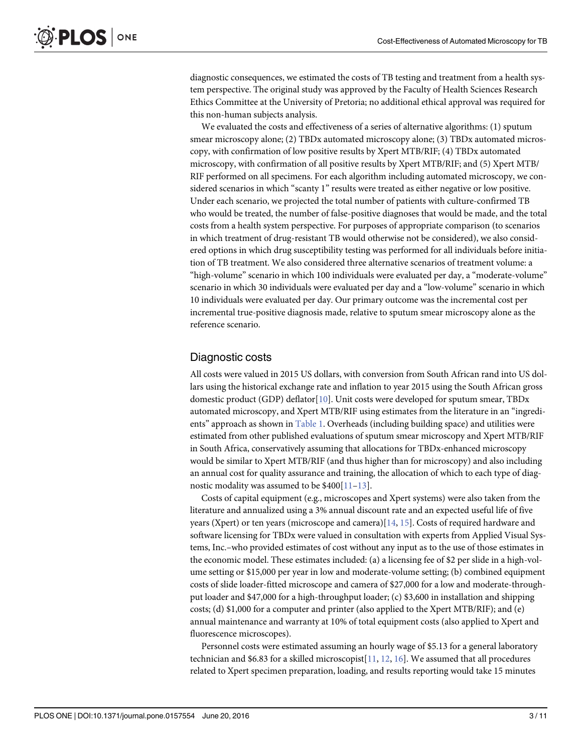diagnostic consequences, we estimated the costs of TB testing and treatment from a health system perspective. The original study was approved by the Faculty of Health Sciences Research Ethics Committee at the University of Pretoria; no additional ethical approval was required for this non-human subjects analysis.

We evaluated the costs and effectiveness of a series of alternative algorithms: (1) sputum smear microscopy alone; (2) TBDx automated microscopy alone; (3) TBDx automated microscopy, with confirmation of low positive results by Xpert MTB/RIF; (4) TBDx automated microscopy, with confirmation of all positive results by Xpert MTB/RIF; and (5) Xpert MTB/RIF performed on all specimens. For each algorithm including automated microscopy, we considered scenarios in which "scanty 1" results were treated as either negative or low positive. Under each scenario, we projected the total number of patients with culture-confirmed TB who would be treated, the number of false-positive diagnoses that would be made, and the total costs from a health system perspective. For purposes of appropriate comparison (to scenarios in which treatment of drug-resistant TB would otherwise not be considered), we also considered options in which drug susceptibility testing was performed for all individuals before initiation of TB treatment. We also considered three alternative scenarios of treatment volume: a "high-volume" scenario in which 100 individuals were evaluated per day, a "moderate-volume" scenario in which 30 individuals were evaluated per day and a "low-volume" scenario in which 10 individuals were evaluated per day. Our primary outcome was the incremental cost per incremental true-positive diagnosis made, relative to sputum smear microscopy alone as the reference scenario.

## Diagnostic costs

All costs were valued in 2015 US dollars, with conversion from South African rand into US dollars using the historical exchange rate and inflation to year 2015 using the South African gross domestic product (GDP) deflator[10]. Unit costs were developed for sputum smear, TBDx automated microscopy, and Xpert MTB/RIF using estimates from the literature in an "ingredients" approach as shown in Table 1. Overheads (including building space) and utilities were estimated from other published evaluations of sputum smear microscopy and Xpert MTB/RIF in South Africa, conservatively assuming that allocations for TBDx-enhanced microscopy would be similar to Xpert MTB/RIF (and thus higher than for microscopy) and also including an annual cost for quality assurance and training, the allocation of which to each type of diagnostic modality was assumed to be $400[11–13].

Costs of capital equipment (e.g., microscopes and Xpert systems) were also taken from the literature and annualized using a 3% annual discount rate and an expected useful life of five years (Xpert) or ten years (microscope and camera)[14, 15]. Costs of required hardware and software licensing for TBDx were valued in consultation with experts from Applied Visual Systems, Inc.–who provided estimates of cost without any input as to the use of those estimates in the economic model. These estimates included: (a) a licensing fee of $2 per slide in a high-volume setting or $15,000 per year in low and moderate-volume setting; (b) combined equipment costs of slide loader-fitted microscope and camera of $27,000 for a low and moderate-throughput loader and $47,000 for a high-throughput loader; (c) $3,600 in installation and shipping costs; (d) $1,000 for a computer and printer (also applied to the Xpert MTB/RIF); and (e) annual maintenance and warranty at 10% of total equipment costs (also applied to Xpert and fluorescence microscopes).

Personnel costs were estimated assuming an hourly wage of $5.13 for a general laboratory technician and $6.83 for a skilled microscopist[11, 12, 16]. We assumed that all procedures related to Xpert specimen preparation, loading, and results reporting would take 15 minutes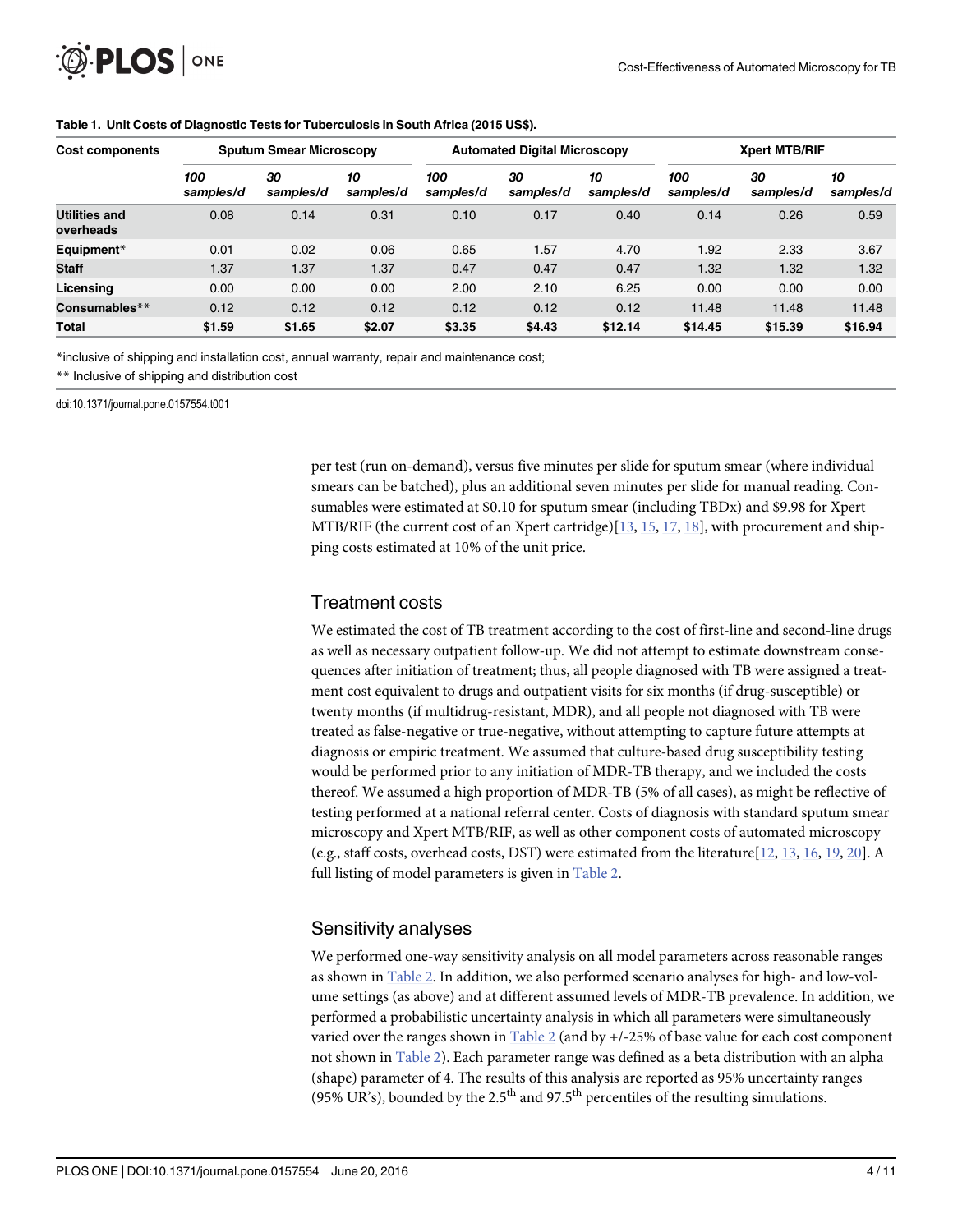**Table 1. Unit Costs of Diagnostic Tests for Tuberculosis in South Africa (2015 US$).**

| Cost components | Sputum Smear Microscopy | | | Automated Digital Microscopy | | | Xpert MTB/RIF | | |
|---|---|---|---|---|---|---|---|---|---|
| | *100 samples/d* | *30 samples/d* | *10 samples/d* | *100 samples/d* | *30 samples/d* | *10 samples/d* | *100 samples/d* | *30 samples/d* | *10 samples/d* |
| **Utilities and overheads** | 0.08 | 0.14 | 0.31 | 0.10 | 0.17 | 0.40 | 0.14 | 0.26 | 0.59 |
| **Equipment*** | 0.01 | 0.02 | 0.06 | 0.65 | 1.57 | 4.70 | 1.92 | 2.33 | 3.67 |
| **Staff** | 1.37 | 1.37 | 1.37 | 0.47 | 0.47 | 0.47 | 1.32 | 1.32 | 1.32 |
| **Licensing** | 0.00 | 0.00 | 0.00 | 2.00 | 2.10 | 6.25 | 0.00 | 0.00 | 0.00 |
| **Consumables**** | 0.12 | 0.12 | 0.12 | 0.12 | 0.12 | 0.12 | 11.48 | 11.48 | 11.48 |
| **Total** | **$1.59** | **$1.65** | **$2.07** | **$3.35** | **$4.43** | **$12.14** | **$14.45** | **$15.39** | **$16.94** |

*inclusive of shipping and installation cost, annual warranty, repair and maintenance cost;

** Inclusive of shipping and distribution cost

doi:10.1371/journal.pone.0157554.t001

per test (run on-demand), versus five minutes per slide for sputum smear (where individual smears can be batched), plus an additional seven minutes per slide for manual reading. Consumables were estimated at $0.10 for sputum smear (including TBDx) and $9.98 for Xpert MTB/RIF (the current cost of an Xpert cartridge)[13, 15, 17, 18], with procurement and shipping costs estimated at 10% of the unit price.

## Treatment costs

We estimated the cost of TB treatment according to the cost of first-line and second-line drugs as well as necessary outpatient follow-up. We did not attempt to estimate downstream consequences after initiation of treatment; thus, all people diagnosed with TB were assigned a treatment cost equivalent to drugs and outpatient visits for six months (if drug-susceptible) or twenty months (if multidrug-resistant, MDR), and all people not diagnosed with TB were treated as false-negative or true-negative, without attempting to capture future attempts at diagnosis or empiric treatment. We assumed that culture-based drug susceptibility testing would be performed prior to any initiation of MDR-TB therapy, and we included the costs thereof. We assumed a high proportion of MDR-TB (5% of all cases), as might be reflective of testing performed at a national referral center. Costs of diagnosis with standard sputum smear microscopy and Xpert MTB/RIF, as well as other component costs of automated microscopy (e.g., staff costs, overhead costs, DST) were estimated from the literature[12, 13, 16, 19, 20]. A full listing of model parameters is given in Table 2.

## Sensitivity analyses

We performed one-way sensitivity analysis on all model parameters across reasonable ranges as shown in Table 2. In addition, we also performed scenario analyses for high- and low-volume settings (as above) and at different assumed levels of MDR-TB prevalence. In addition, we performed a probabilistic uncertainty analysis in which all parameters were simultaneously varied over the ranges shown in Table 2 (and by +/-25% of base value for each cost component not shown in Table 2). Each parameter range was defined as a beta distribution with an alpha (shape) parameter of 4. The results of this analysis are reported as 95% uncertainty ranges (95% UR's), bounded by the 2.5$^{th}$ and 97.5$^{th}$ percentiles of the resulting simulations.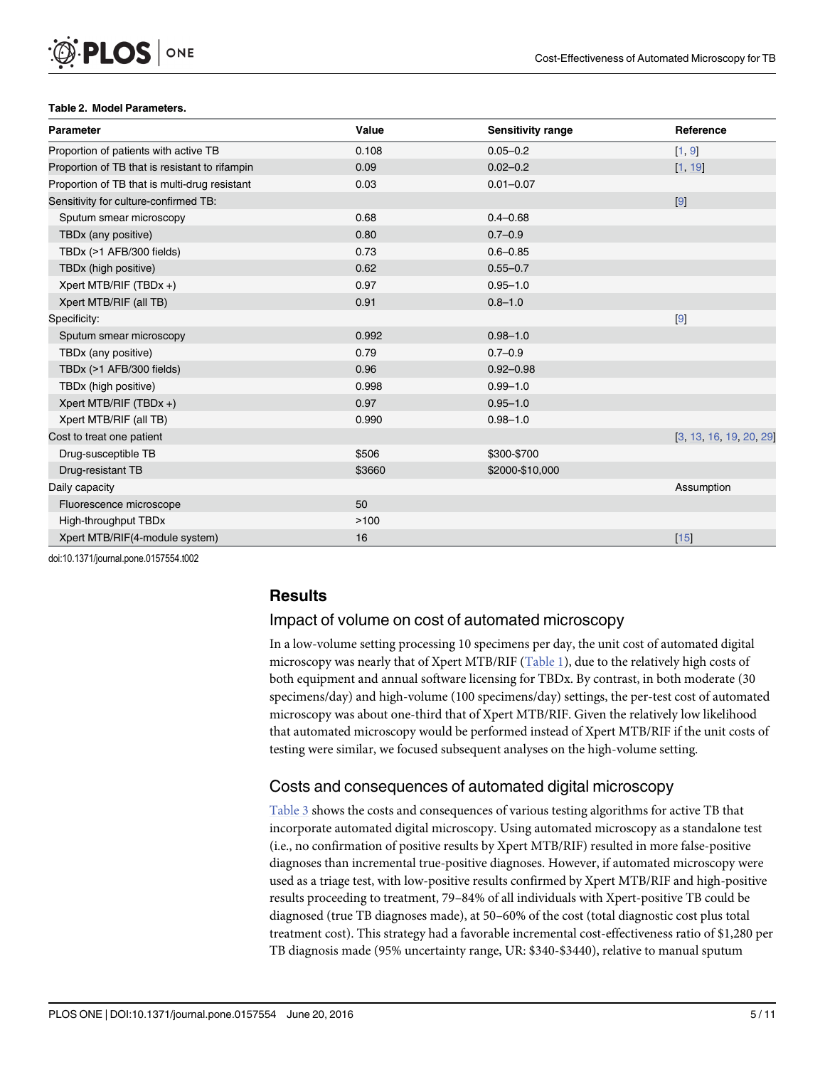**Table 2. Model Parameters.**

| Parameter | Value | Sensitivity range | Reference |
| --- | --- | --- | --- |
| Proportion of patients with active TB | 0.108 | 0.05–0.2 | [1, 9] |
| Proportion of TB that is resistant to rifampin | 0.09 | 0.02–0.2 | [1, 19] |
| Proportion of TB that is multi-drug resistant | 0.03 | 0.01–0.07 | |
| Sensitivity for culture-confirmed TB: | | | [9] |
| Sputum smear microscopy | 0.68 | 0.4–0.68 | |
| TBDx (any positive) | 0.80 | 0.7–0.9 | |
| TBDx (>1 AFB/300 fields) | 0.73 | 0.6–0.85 | |
| TBDx (high positive) | 0.62 | 0.55–0.7 | |
| Xpert MTB/RIF (TBDx +) | 0.97 | 0.95–1.0 | |
| Xpert MTB/RIF (all TB) | 0.91 | 0.8–1.0 | |
| Specificity: | | | [9] |
| Sputum smear microscopy | 0.992 | 0.98–1.0 | |
| TBDx (any positive) | 0.79 | 0.7–0.9 | |
| TBDx (>1 AFB/300 fields) | 0.96 | 0.92–0.98 | |
| TBDx (high positive) | 0.998 | 0.99–1.0 | |
| Xpert MTB/RIF (TBDx +) | 0.97 | 0.95–1.0 | |
| Xpert MTB/RIF (all TB) | 0.990 | 0.98–1.0 | |
| Cost to treat one patient | | | [3, 13, 16, 19, 20, 29] |
| Drug-susceptible TB | $506 | $300-$700 | |
| Drug-resistant TB | $3660 | $2000-$10,000 | |
| Daily capacity | | | Assumption |
| Fluorescence microscope | 50 | | |
| High-throughput TBDx | >100 | | |
| Xpert MTB/RIF(4-module system) | 16 | | [15] |

doi:10.1371/journal.pone.0157554.t002

## Results

### Impact of volume on cost of automated microscopy

In a low-volume setting processing 10 specimens per day, the unit cost of automated digital microscopy was nearly that of Xpert MTB/RIF (Table 1), due to the relatively high costs of both equipment and annual software licensing for TBDx. By contrast, in both moderate (30 specimens/day) and high-volume (100 specimens/day) settings, the per-test cost of automated microscopy was about one-third that of Xpert MTB/RIF. Given the relatively low likelihood that automated microscopy would be performed instead of Xpert MTB/RIF if the unit costs of testing were similar, we focused subsequent analyses on the high-volume setting.

### Costs and consequences of automated digital microscopy

Table 3 shows the costs and consequences of various testing algorithms for active TB that incorporate automated digital microscopy. Using automated microscopy as a standalone test (i.e., no confirmation of positive results by Xpert MTB/RIF) resulted in more false-positive diagnoses than incremental true-positive diagnoses. However, if automated microscopy were used as a triage test, with low-positive results confirmed by Xpert MTB/RIF and high-positive results proceeding to treatment, 79–84% of all individuals with Xpert-positive TB could be diagnosed (true TB diagnoses made), at 50–60% of the cost (total diagnostic cost plus total treatment cost). This strategy had a favorable incremental cost-effectiveness ratio of $1,280 per TB diagnosis made (95% uncertainty range, UR: $340-$3440), relative to manual sputum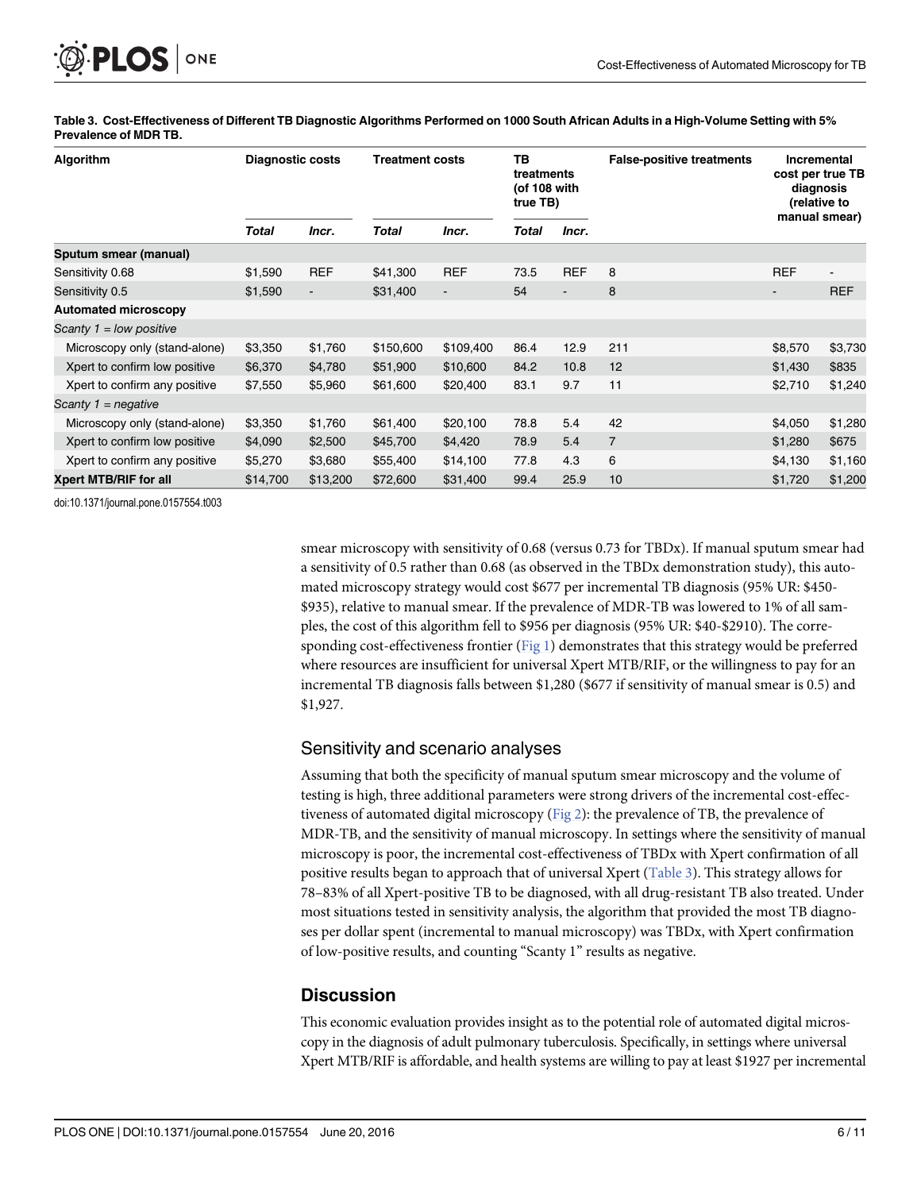**Table 3. Cost-Effectiveness of Different TB Diagnostic Algorithms Performed on 1000 South African Adults in a High-Volume Setting with 5% Prevalence of MDR TB.**

| Algorithm | Diagnostic costs | | Treatment costs | | TB treatments (of 108 with true TB) | | False-positive treatments | Incremental cost per true TB diagnosis (relative to manual smear) | |
|---|---|---|---|---|---|---|---|---|---|
| | *Total* | *Incr.* | *Total* | *Incr.* | *Total* | *Incr.* | | | |
| **Sputum smear (manual)** | | | | | | | | | |
| Sensitivity 0.68 | $1,590 | REF | $41,300 | REF | 73.5 | REF | 8 | REF | - |
| Sensitivity 0.5 | $1,590 | - | $31,400 | - | 54 | - | 8 | - | REF |
| **Automated microscopy** | | | | | | | | | |
| *Scanty 1 = low positive* | | | | | | | | | |
| Microscopy only (stand-alone) | $3,350 | $1,760 | $150,600 | $109,400 | 86.4 | 12.9 | 211 | $8,570 | $3,730 |
| Xpert to confirm low positive | $6,370 | $4,780 | $51,900 | $10,600 | 84.2 | 10.8 | 12 | $1,430 | $835 |
| Xpert to confirm any positive | $7,550 | $5,960 | $61,600 | $20,400 | 83.1 | 9.7 | 11 | $2,710 | $1,240 |
| *Scanty 1 = negative* | | | | | | | | | |
| Microscopy only (stand-alone) | $3,350 | $1,760 | $61,400 | $20,100 | 78.8 | 5.4 | 42 | $4,050 | $1,280 |
| Xpert to confirm low positive | $4,090 | $2,500 | $45,700 | $4,420 | 78.9 | 5.4 | 7 | $1,280 | $675 |
| Xpert to confirm any positive | $5,270 | $3,680 | $55,400 | $14,100 | 77.8 | 4.3 | 6 | $4,130 | $1,160 |
| **Xpert MTB/RIF for all** | $14,700 | $13,200 | $72,600 | $31,400 | 99.4 | 25.9 | 10 | $1,720 | $1,200 |

doi:10.1371/journal.pone.0157554.t003

smear microscopy with sensitivity of 0.68 (versus 0.73 for TBDx). If manual sputum smear had a sensitivity of 0.5 rather than 0.68 (as observed in the TBDx demonstration study), this automated microscopy strategy would cost $677 per incremental TB diagnosis (95% UR: $450-$935), relative to manual smear. If the prevalence of MDR-TB was lowered to 1% of all samples, the cost of this algorithm fell to $956 per diagnosis (95% UR: $40-$2910). The corresponding cost-effectiveness frontier (Fig 1) demonstrates that this strategy would be preferred where resources are insufficient for universal Xpert MTB/RIF, or the willingness to pay for an incremental TB diagnosis falls between $1,280 ($677 if sensitivity of manual smear is 0.5) and $1,927.

## Sensitivity and scenario analyses

Assuming that both the specificity of manual sputum smear microscopy and the volume of testing is high, three additional parameters were strong drivers of the incremental cost-effectiveness of automated digital microscopy (Fig 2): the prevalence of TB, the prevalence of MDR-TB, and the sensitivity of manual microscopy. In settings where the sensitivity of manual microscopy is poor, the incremental cost-effectiveness of TBDx with Xpert confirmation of all positive results began to approach that of universal Xpert (Table 3). This strategy allows for 78–83% of all Xpert-positive TB to be diagnosed, with all drug-resistant TB also treated. Under most situations tested in sensitivity analysis, the algorithm that provided the most TB diagnoses per dollar spent (incremental to manual microscopy) was TBDx, with Xpert confirmation of low-positive results, and counting "Scanty 1" results as negative.

## Discussion

This economic evaluation provides insight as to the potential role of automated digital microscopy in the diagnosis of adult pulmonary tuberculosis. Specifically, in settings where universal Xpert MTB/RIF is affordable, and health systems are willing to pay at least $1927 per incremental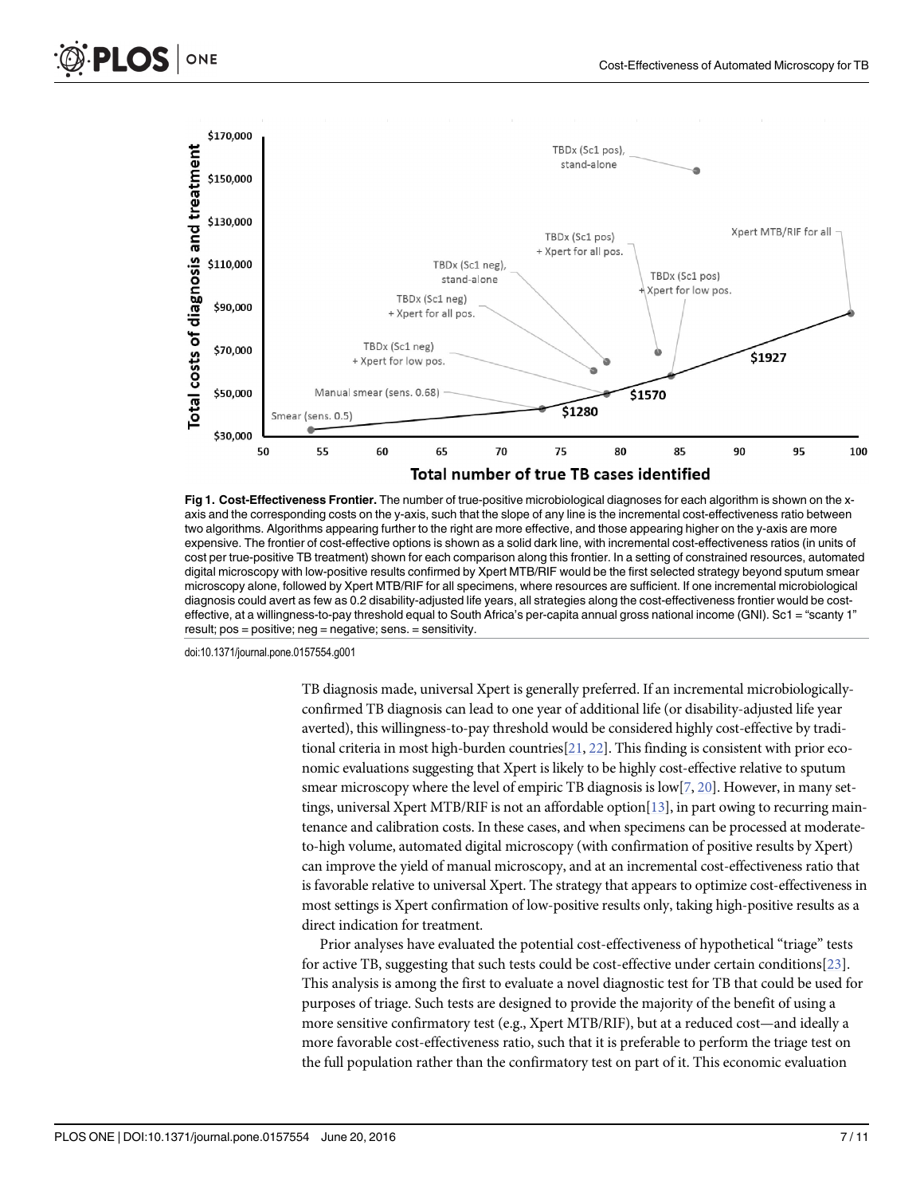Fig 1. Cost-Effectiveness Frontier. The number of true-positive microbiological diagnoses for each algorithm is shown on the x-axis and the corresponding costs on the y-axis, such that the slope of any line is the incremental cost-effectiveness ratio between two algorithms. Algorithms appearing further to the right are more effective, and those appearing higher on the y-axis are more expensive. The frontier of cost-effective options is shown as a solid dark line, with incremental cost-effectiveness ratios (in units of cost per true-positive TB treatment) shown for each comparison along this frontier. In a setting of constrained resources, automated digital microscopy with low-positive results confirmed by Xpert MTB/RIF would be the first selected strategy beyond sputum smear microscopy alone, followed by Xpert MTB/RIF for all specimens, where resources are sufficient. If one incremental microbiological diagnosis could avert as few as 0.2 disability-adjusted life years, all strategies along the cost-effectiveness frontier would be cost-effective, at a willingness-to-pay threshold equal to South Africa's per-capita annual gross national income (GNI). Sc1 = "scanty 1" result; pos = positive; neg = negative; sens. = sensitivity.

doi:10.1371/journal.pone.0157554.g001

TB diagnosis made, universal Xpert is generally preferred. If an incremental microbiologically-confirmed TB diagnosis can lead to one year of additional life (or disability-adjusted life year averted), this willingness-to-pay threshold would be considered highly cost-effective by traditional criteria in most high-burden countries[21, 22]. This finding is consistent with prior economic evaluations suggesting that Xpert is likely to be highly cost-effective relative to sputum smear microscopy where the level of empiric TB diagnosis is low[7, 20]. However, in many settings, universal Xpert MTB/RIF is not an affordable option[13], in part owing to recurring maintenance and calibration costs. In these cases, and when specimens can be processed at moderate-to-high volume, automated digital microscopy (with confirmation of positive results by Xpert) can improve the yield of manual microscopy, and at an incremental cost-effectiveness ratio that is favorable relative to universal Xpert. The strategy that appears to optimize cost-effectiveness in most settings is Xpert confirmation of low-positive results only, taking high-positive results as a direct indication for treatment.

Prior analyses have evaluated the potential cost-effectiveness of hypothetical "triage" tests for active TB, suggesting that such tests could be cost-effective under certain conditions[23]. This analysis is among the first to evaluate a novel diagnostic test for TB that could be used for purposes of triage. Such tests are designed to provide the majority of the benefit of using a more sensitive confirmatory test (e.g., Xpert MTB/RIF), but at a reduced cost—and ideally a more favorable cost-effectiveness ratio, such that it is preferable to perform the triage test on the full population rather than the confirmatory test on part of it. This economic evaluation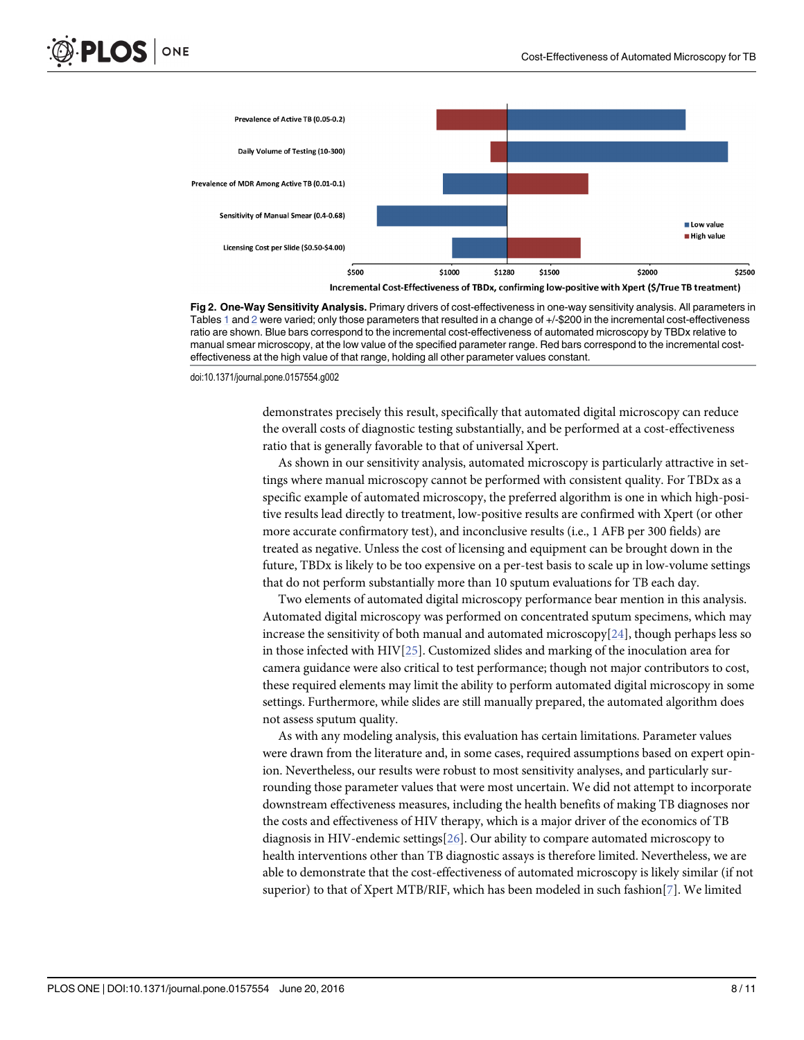Fig 2. One-Way Sensitivity Analysis. Primary drivers of cost-effectiveness in one-way sensitivity analysis. All parameters in Tables 1 and 2 were varied; only those parameters that resulted in a change of +/-$200 in the incremental cost-effectiveness ratio are shown. Blue bars correspond to the incremental cost-effectiveness of automated microscopy by TBDx relative to manual smear microscopy, at the low value of the specified parameter range. Red bars correspond to the incremental cost-effectiveness at the high value of that range, holding all other parameter values constant.

doi:10.1371/journal.pone.0157554.g002

demonstrates precisely this result, specifically that automated digital microscopy can reduce the overall costs of diagnostic testing substantially, and be performed at a cost-effectiveness ratio that is generally favorable to that of universal Xpert.

As shown in our sensitivity analysis, automated microscopy is particularly attractive in settings where manual microscopy cannot be performed with consistent quality. For TBDx as a specific example of automated microscopy, the preferred algorithm is one in which high-positive results lead directly to treatment, low-positive results are confirmed with Xpert (or other more accurate confirmatory test), and inconclusive results (i.e., 1 AFB per 300 fields) are treated as negative. Unless the cost of licensing and equipment can be brought down in the future, TBDx is likely to be too expensive on a per-test basis to scale up in low-volume settings that do not perform substantially more than 10 sputum evaluations for TB each day.

Two elements of automated digital microscopy performance bear mention in this analysis. Automated digital microscopy was performed on concentrated sputum specimens, which may increase the sensitivity of both manual and automated microscopy[24], though perhaps less so in those infected with HIV[25]. Customized slides and marking of the inoculation area for camera guidance were also critical to test performance; though not major contributors to cost, these required elements may limit the ability to perform automated digital microscopy in some settings. Furthermore, while slides are still manually prepared, the automated algorithm does not assess sputum quality.

As with any modeling analysis, this evaluation has certain limitations. Parameter values were drawn from the literature and, in some cases, required assumptions based on expert opinion. Nevertheless, our results were robust to most sensitivity analyses, and particularly surrounding those parameter values that were most uncertain. We did not attempt to incorporate downstream effectiveness measures, including the health benefits of making TB diagnoses nor the costs and effectiveness of HIV therapy, which is a major driver of the economics of TB diagnosis in HIV-endemic settings[26]. Our ability to compare automated microscopy to health interventions other than TB diagnostic assays is therefore limited. Nevertheless, we are able to demonstrate that the cost-effectiveness of automated microscopy is likely similar (if not superior) to that of Xpert MTB/RIF, which has been modeled in such fashion[7]. We limited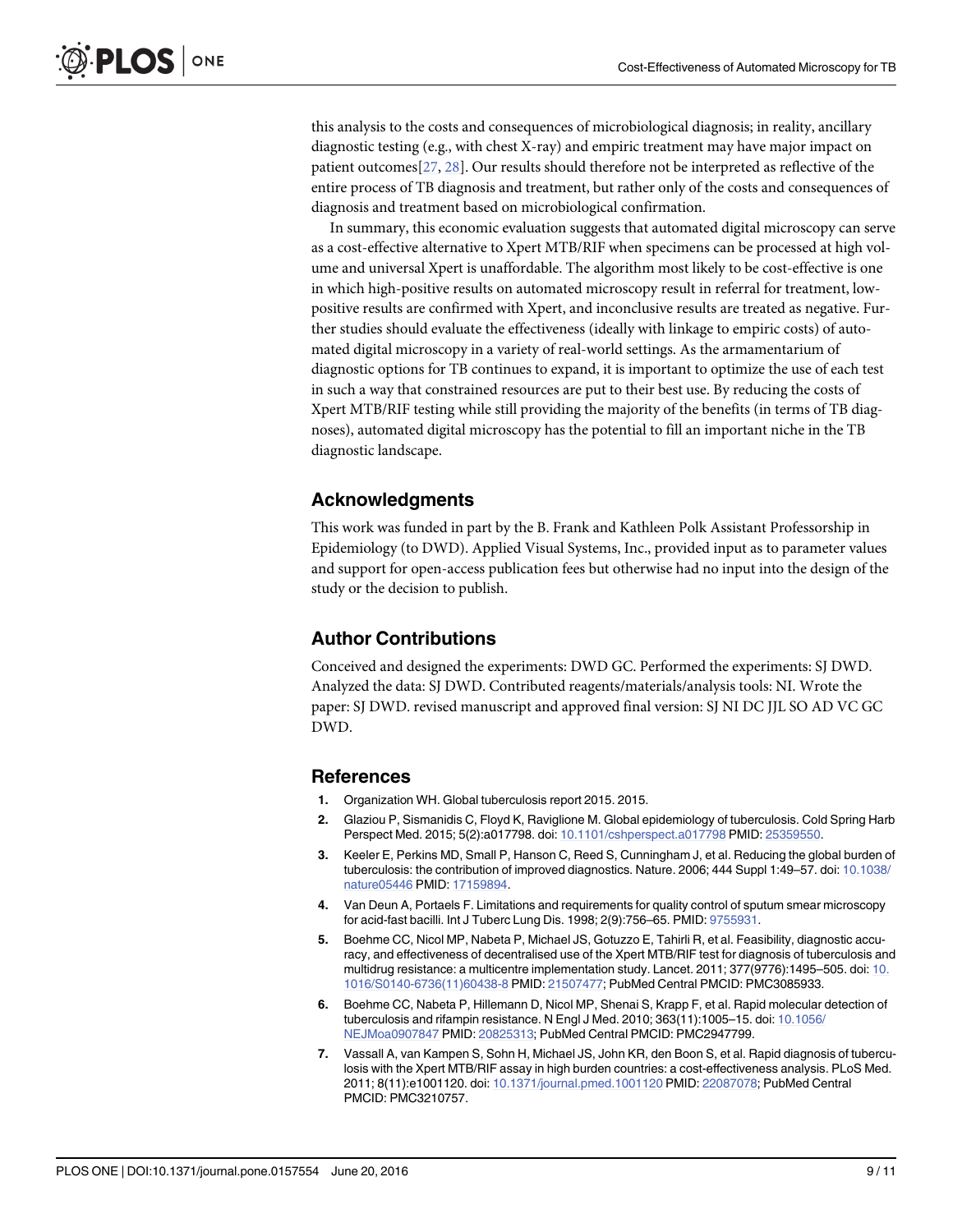this analysis to the costs and consequences of microbiological diagnosis; in reality, ancillary diagnostic testing (e.g., with chest X-ray) and empiric treatment may have major impact on patient outcomes[27, 28]. Our results should therefore not be interpreted as reflective of the entire process of TB diagnosis and treatment, but rather only of the costs and consequences of diagnosis and treatment based on microbiological confirmation.

In summary, this economic evaluation suggests that automated digital microscopy can serve as a cost-effective alternative to Xpert MTB/RIF when specimens can be processed at high volume and universal Xpert is unaffordable. The algorithm most likely to be cost-effective is one in which high-positive results on automated microscopy result in referral for treatment, low-positive results are confirmed with Xpert, and inconclusive results are treated as negative. Further studies should evaluate the effectiveness (ideally with linkage to empiric costs) of automated digital microscopy in a variety of real-world settings. As the armamentarium of diagnostic options for TB continues to expand, it is important to optimize the use of each test in such a way that constrained resources are put to their best use. By reducing the costs of Xpert MTB/RIF testing while still providing the majority of the benefits (in terms of TB diagnoses), automated digital microscopy has the potential to fill an important niche in the TB diagnostic landscape.

## Acknowledgments

This work was funded in part by the B. Frank and Kathleen Polk Assistant Professorship in Epidemiology (to DWD). Applied Visual Systems, Inc., provided input as to parameter values and support for open-access publication fees but otherwise had no input into the design of the study or the decision to publish.

## Author Contributions

Conceived and designed the experiments: DWD GC. Performed the experiments: SJ DWD. Analyzed the data: SJ DWD. Contributed reagents/materials/analysis tools: NI. Wrote the paper: SJ DWD. revised manuscript and approved final version: SJ NI DC JJL SO AD VC GC DWD.

## References

1. Organization WH. Global tuberculosis report 2015. 2015.
2. Glaziou P, Sismanidis C, Floyd K, Raviglione M. Global epidemiology of tuberculosis. Cold Spring Harb Perspect Med. 2015; 5(2):a017798. doi: 10.1101/cshperspect.a017798 PMID: 25359550.
3. Keeler E, Perkins MD, Small P, Hanson C, Reed S, Cunningham J, et al. Reducing the global burden of tuberculosis: the contribution of improved diagnostics. Nature. 2006; 444 Suppl 1:49–57. doi: 10.1038/nature05446 PMID: 17159894.
4. Van Deun A, Portaels F. Limitations and requirements for quality control of sputum smear microscopy for acid-fast bacilli. Int J Tuberc Lung Dis. 1998; 2(9):756–65. PMID: 9755931.
5. Boehme CC, Nicol MP, Nabeta P, Michael JS, Gotuzzo E, Tahirli R, et al. Feasibility, diagnostic accuracy, and effectiveness of decentralised use of the Xpert MTB/RIF test for diagnosis of tuberculosis and multidrug resistance: a multicentre implementation study. Lancet. 2011; 377(9776):1495–505. doi: 10.1016/S0140-6736(11)60438-8 PMID: 21507477; PubMed Central PMCID: PMC3085933.
6. Boehme CC, Nabeta P, Hillemann D, Nicol MP, Shenai S, Krapp F, et al. Rapid molecular detection of tuberculosis and rifampin resistance. N Engl J Med. 2010; 363(11):1005–15. doi: 10.1056/NEJMoa0907847 PMID: 20825313; PubMed Central PMCID: PMC2947799.
7. Vassall A, van Kampen S, Sohn H, Michael JS, John KR, den Boon S, et al. Rapid diagnosis of tuberculosis with the Xpert MTB/RIF assay in high burden countries: a cost-effectiveness analysis. PLoS Med. 2011; 8(11):e1001120. doi: 10.1371/journal.pmed.1001120 PMID: 22087078; PubMed Central PMCID: PMC3210757.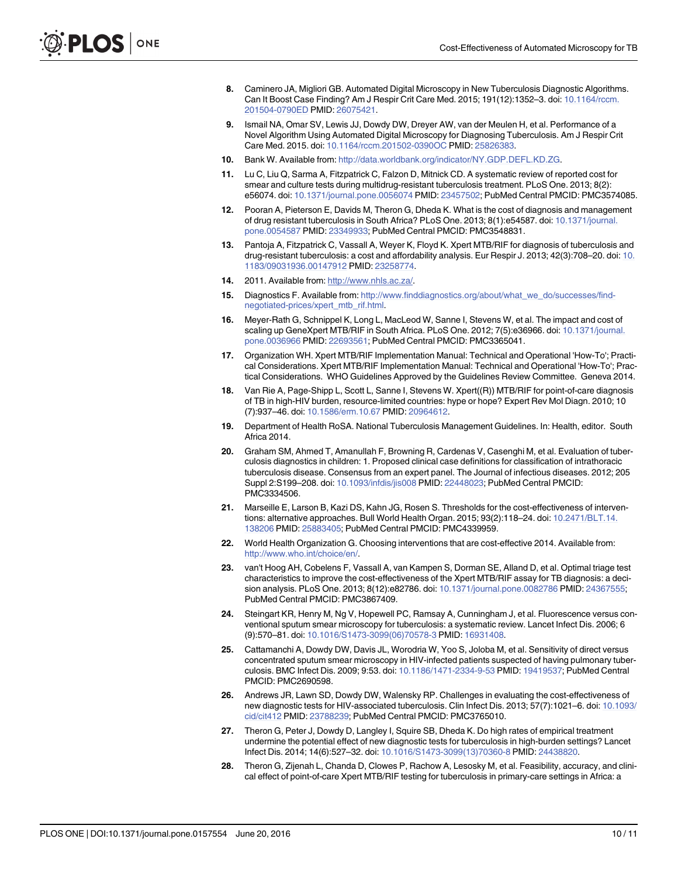8. Caminero JA, Migliori GB. Automated Digital Microscopy in New Tuberculosis Diagnostic Algorithms. Can It Boost Case Finding? Am J Respir Crit Care Med. 2015; 191(12):1352–3. doi: 10.1164/rccm.201504-0790ED PMID: 26075421.
9. Ismail NA, Omar SV, Lewis JJ, Dowdy DW, Dreyer AW, van der Meulen H, et al. Performance of a Novel Algorithm Using Automated Digital Microscopy for Diagnosing Tuberculosis. Am J Respir Crit Care Med. 2015. doi: 10.1164/rccm.201502-0390OC PMID: 25826383.
10. Bank W. Available from: http://data.worldbank.org/indicator/NY.GDP.DEFL.KD.ZG.
11. Lu C, Liu Q, Sarma A, Fitzpatrick C, Falzon D, Mitnick CD. A systematic review of reported cost for smear and culture tests during multidrug-resistant tuberculosis treatment. PLoS One. 2013; 8(2): e56074. doi: 10.1371/journal.pone.0056074 PMID: 23457502; PubMed Central PMCID: PMC3574085.
12. Pooran A, Pieterson E, Davids M, Theron G, Dheda K. What is the cost of diagnosis and management of drug resistant tuberculosis in South Africa? PLoS One. 2013; 8(1):e54587. doi: 10.1371/journal.pone.0054587 PMID: 23349933; PubMed Central PMCID: PMC3548831.
13. Pantoja A, Fitzpatrick C, Vassall A, Weyer K, Floyd K. Xpert MTB/RIF for diagnosis of tuberculosis and drug-resistant tuberculosis: a cost and affordability analysis. Eur Respir J. 2013; 42(3):708–20. doi: 10.1183/09031936.00147912 PMID: 23258774.
14. 2011. Available from: http://www.nhls.ac.za/.
15. Diagnostics F. Available from: http://www.finddiagnostics.org/about/what_we_do/successes/find-negotiated-prices/xpert_mtb_rif.html.
16. Meyer-Rath G, Schnippel K, Long L, MacLeod W, Sanne I, Stevens W, et al. The impact and cost of scaling up GeneXpert MTB/RIF in South Africa. PLoS One. 2012; 7(5):e36966. doi: 10.1371/journal.pone.0036966 PMID: 22693561; PubMed Central PMCID: PMC3365041.
17. Organization WH. Xpert MTB/RIF Implementation Manual: Technical and Operational 'How-To'; Practical Considerations. Xpert MTB/RIF Implementation Manual: Technical and Operational 'How-To'; Practical Considerations. WHO Guidelines Approved by the Guidelines Review Committee. Geneva 2014.
18. Van Rie A, Page-Shipp L, Scott L, Sanne I, Stevens W. Xpert((R)) MTB/RIF for point-of-care diagnosis of TB in high-HIV burden, resource-limited countries: hype or hope? Expert Rev Mol Diagn. 2010; 10 (7):937–46. doi: 10.1586/erm.10.67 PMID: 20964612.
19. Department of Health RoSA. National Tuberculosis Management Guidelines. In: Health, editor. South Africa 2014.
20. Graham SM, Ahmed T, Amanullah F, Browning R, Cardenas V, Casenghi M, et al. Evaluation of tuberculosis diagnostics in children: 1. Proposed clinical case definitions for classification of intrathoracic tuberculosis disease. Consensus from an expert panel. The Journal of infectious diseases. 2012; 205 Suppl 2:S199–208. doi: 10.1093/infdis/jis008 PMID: 22448023; PubMed Central PMCID: PMC3334506.
21. Marseille E, Larson B, Kazi DS, Kahn JG, Rosen S. Thresholds for the cost-effectiveness of interventions: alternative approaches. Bull World Health Organ. 2015; 93(2):118–24. doi: 10.2471/BLT.14.138206 PMID: 25883405; PubMed Central PMCID: PMC4339959.
22. World Health Organization G. Choosing interventions that are cost-effective 2014. Available from: http://www.who.int/choice/en/.
23. van't Hoog AH, Cobelens F, Vassall A, van Kampen S, Dorman SE, Alland D, et al. Optimal triage test characteristics to improve the cost-effectiveness of the Xpert MTB/RIF assay for TB diagnosis: a decision analysis. PLoS One. 2013; 8(12):e82786. doi: 10.1371/journal.pone.0082786 PMID: 24367555; PubMed Central PMCID: PMC3867409.
24. Steingart KR, Henry M, Ng V, Hopewell PC, Ramsay A, Cunningham J, et al. Fluorescence versus conventional sputum smear microscopy for tuberculosis: a systematic review. Lancet Infect Dis. 2006; 6 (9):570–81. doi: 10.1016/S1473-3099(06)70578-3 PMID: 16931408.
25. Cattamanchi A, Dowdy DW, Davis JL, Worodria W, Yoo S, Joloba M, et al. Sensitivity of direct versus concentrated sputum smear microscopy in HIV-infected patients suspected of having pulmonary tuberculosis. BMC Infect Dis. 2009; 9:53. doi: 10.1186/1471-2334-9-53 PMID: 19419537; PubMed Central PMCID: PMC2690598.
26. Andrews JR, Lawn SD, Dowdy DW, Walensky RP. Challenges in evaluating the cost-effectiveness of new diagnostic tests for HIV-associated tuberculosis. Clin Infect Dis. 2013; 57(7):1021–6. doi: 10.1093/cid/cit412 PMID: 23788239; PubMed Central PMCID: PMC3765010.
27. Theron G, Peter J, Dowdy D, Langley I, Squire SB, Dheda K. Do high rates of empirical treatment undermine the potential effect of new diagnostic tests for tuberculosis in high-burden settings? Lancet Infect Dis. 2014; 14(6):527–32. doi: 10.1016/S1473-3099(13)70360-8 PMID: 24438820.
28. Theron G, Zijenah L, Chanda D, Clowes P, Rachow A, Lesosky M, et al. Feasibility, accuracy, and clinical effect of point-of-care Xpert MTB/RIF testing for tuberculosis in primary-care settings in Africa: a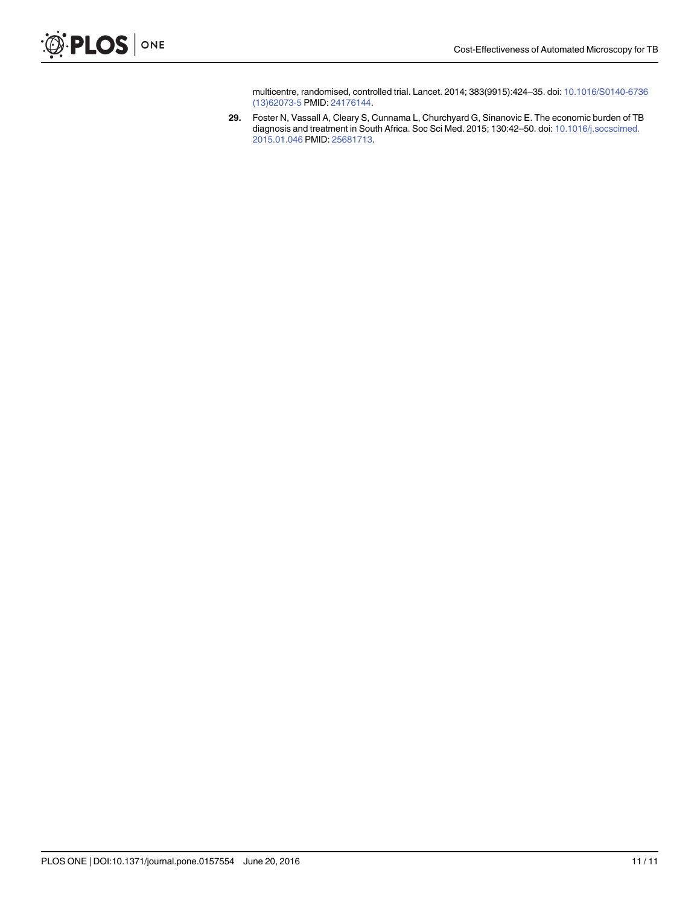multicentre, randomised, controlled trial. Lancet. 2014; 383(9915):424–35. doi: 10.1016/S0140-6736(13)62073-5 PMID: 24176144.

29. Foster N, Vassall A, Cleary S, Cunnama L, Churchyard G, Sinanovic E. The economic burden of TB diagnosis and treatment in South Africa. Soc Sci Med. 2015; 130:42–50. doi: 10.1016/j.socscimed.2015.01.046 PMID: 25681713.